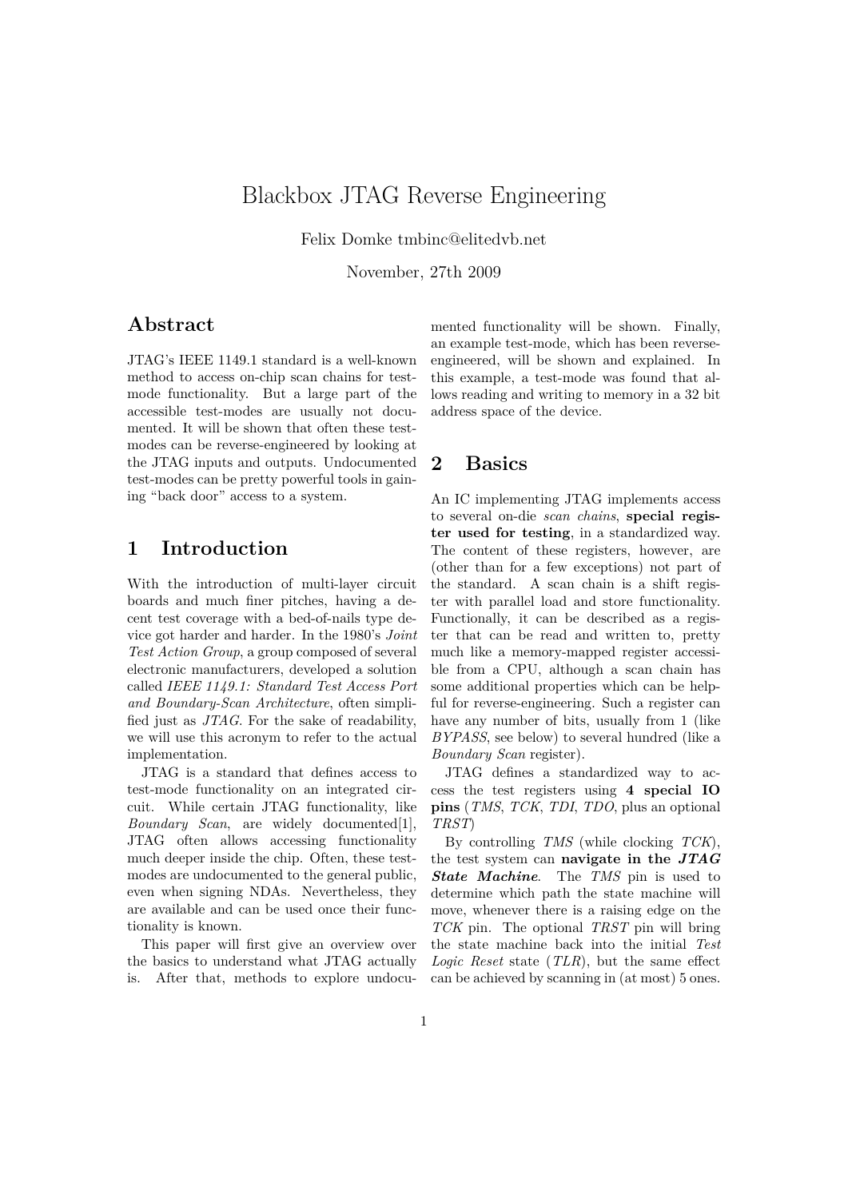# Blackbox JTAG Reverse Engineering

Felix Domke tmbinc@elitedvb.net

November, 27th 2009

## Abstract

JTAG's IEEE 1149.1 standard is a well-known method to access on-chip scan chains for test-mode functionality. But a large part of the accessible test-modes are usually not documented. It will be shown that often these test-modes can be reverse-engineered by looking at the JTAG inputs and outputs. Undocumented test-modes can be pretty powerful tools in gaining "back door" access to a system.

## 1 Introduction

With the introduction of multi-layer circuit boards and much finer pitches, having a decent test coverage with a bed-of-nails type device got harder and harder. In the 1980's *Joint Test Action Group*, a group composed of several electronic manufacturers, developed a solution called *IEEE 1149.1: Standard Test Access Port and Boundary-Scan Architecture*, often simplified just as *JTAG*. For the sake of readability, we will use this acronym to refer to the actual implementation.

JTAG is a standard that defines access to test-mode functionality on an integrated circuit. While certain JTAG functionality, like *Boundary Scan*, are widely documented[1], JTAG often allows accessing functionality much deeper inside the chip. Often, these test-modes are undocumented to the general public, even when signing NDAs. Nevertheless, they are available and can be used once their functionality is known.

This paper will first give an overview over the basics to understand what JTAG actually is. After that, methods to explore undocumented functionality will be shown. Finally, an example test-mode, which has been reverse-engineered, will be shown and explained. In this example, a test-mode was found that allows reading and writing to memory in a 32 bit address space of the device.

## 2 Basics

An IC implementing JTAG implements access to several on-die *scan chains*, **special register used for testing**, in a standardized way. The content of these registers, however, are (other than for a few exceptions) not part of the standard. A scan chain is a shift register with parallel load and store functionality. Functionally, it can be described as a register that can be read and written to, pretty much like a memory-mapped register accessible from a CPU, although a scan chain has some additional properties which can be helpful for reverse-engineering. Such a register can have any number of bits, usually from 1 (like *BYPASS*, see below) to several hundred (like a *Boundary Scan* register).

JTAG defines a standardized way to access the test registers using **4 special IO pins** (*TMS*, *TCK*, *TDI*, *TDO*, plus an optional *TRST*)

By controlling *TMS* (while clocking *TCK*), the test system can **navigate in the *JTAG State Machine***. The *TMS* pin is used to determine which path the state machine will move, whenever there is a raising edge on the *TCK* pin. The optional *TRST* pin will bring the state machine back into the initial *Test Logic Reset* state (*TLR*), but the same effect can be achieved by scanning in (at most) 5 ones.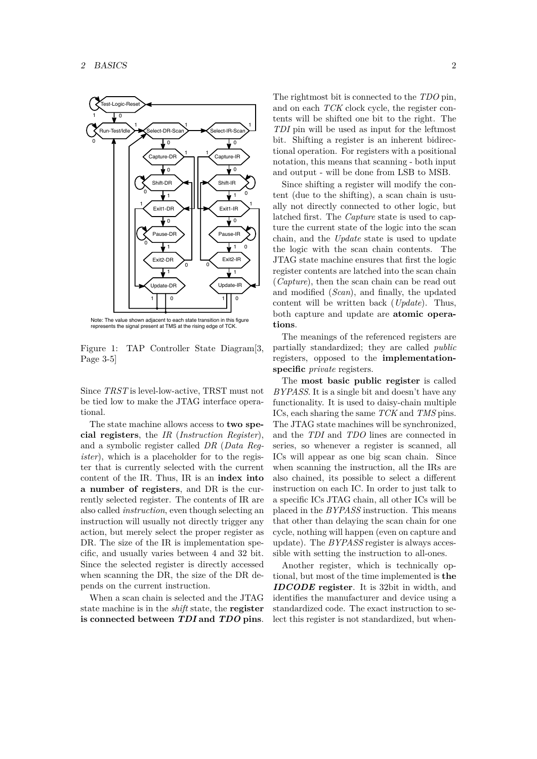Note: The value shown adjacent to each state transition in this figure represents the signal present at TMS at the rising edge of TCK.

Figure 1: TAP Controller State Diagram[3, Page 3-5]

Since *TRST* is level-low-active, TRST must not be tied low to make the JTAG interface operational.

The state machine allows access to **two special registers**, the *IR* (*Instruction Register*), and a symbolic register called *DR* (*Data Register*), which is a placeholder for to the register that is currently selected with the current content of the IR. Thus, IR is an **index into a number of registers**, and DR is the currently selected register. The contents of IR are also called *instruction*, even though selecting an instruction will usually not directly trigger any action, but merely select the proper register as DR. The size of the IR is implementation specific, and usually varies between 4 and 32 bit. Since the selected register is directly accessed when scanning the DR, the size of the DR depends on the current instruction.

When a scan chain is selected and the JTAG state machine is in the *shift* state, the **register is connected between *TDI* and *TDO* pins**. The rightmost bit is connected to the *TDO* pin, and on each *TCK* clock cycle, the register contents will be shifted one bit to the right. The *TDI* pin will be used as input for the leftmost bit. Shifting a register is an inherent bidirectional operation. For registers with a positional notation, this means that scanning - both input and output - will be done from LSB to MSB.

Since shifting a register will modify the content (due to the shifting), a scan chain is usually not directly connected to other logic, but latched first. The *Capture* state is used to capture the current state of the logic into the scan chain, and the *Update* state is used to update the logic with the scan chain contents. The JTAG state machine ensures that first the logic register contents are latched into the scan chain (*Capture*), then the scan chain can be read out and modified (*Scan*), and finally, the updated content will be written back (*Update*). Thus, both capture and update are **atomic operations**.

The meanings of the referenced registers are partially standardized; they are called *public* registers, opposed to the **implementation-specific** *private* registers.

The **most basic public register** is called *BYPASS*. It is a single bit and doesn't have any functionality. It is used to daisy-chain multiple ICs, each sharing the same *TCK* and *TMS* pins. The JTAG state machines will be synchronized, and the *TDI* and *TDO* lines are connected in series, so whenever a register is scanned, all ICs will appear as one big scan chain. Since when scanning the instruction, all the IRs are also chained, its possible to select a different instruction on each IC. In order to just talk to a specific ICs JTAG chain, all other ICs will be placed in the *BYPASS* instruction. This means that other than delaying the scan chain for one cycle, nothing will happen (even on capture and update). The *BYPASS* register is always accessible with setting the instruction to all-ones.

Another register, which is technically optional, but most of the time implemented is **the *IDCODE* register**. It is 32bit in width, and identifies the manufacturer and device using a standardized code. The exact instruction to select this register is not standardized, but when-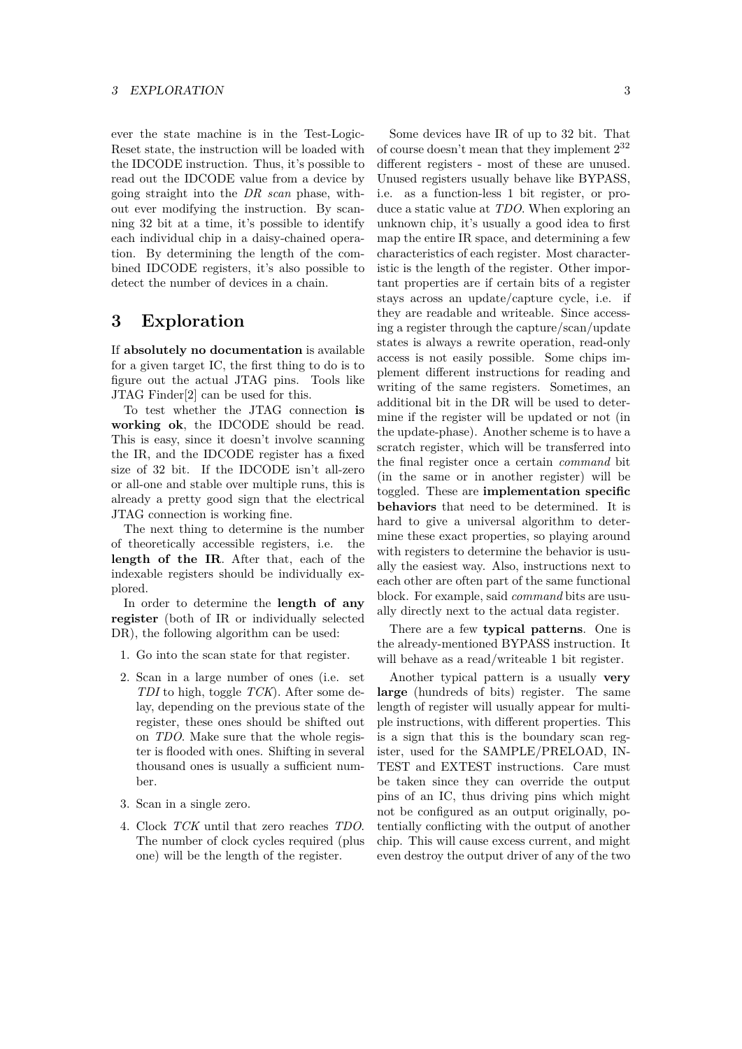ever the state machine is in the Test-Logic-Reset state, the instruction will be loaded with the IDCODE instruction. Thus, it's possible to read out the IDCODE value from a device by going straight into the *DR scan* phase, without ever modifying the instruction. By scanning 32 bit at a time, it's possible to identify each individual chip in a daisy-chained operation. By determining the length of the combined IDCODE registers, it's also possible to detect the number of devices in a chain.

## 3 Exploration

If **absolutely no documentation** is available for a given target IC, the first thing to do is to figure out the actual JTAG pins. Tools like JTAG Finder[2] can be used for this.

To test whether the JTAG connection **is working ok**, the IDCODE should be read. This is easy, since it doesn't involve scanning the IR, and the IDCODE register has a fixed size of 32 bit. If the IDCODE isn't all-zero or all-one and stable over multiple runs, this is already a pretty good sign that the electrical JTAG connection is working fine.

The next thing to determine is the number of theoretically accessible registers, i.e. the **length of the IR**. After that, each of the indexable registers should be individually explored.

In order to determine the **length of any register** (both of IR or individually selected DR), the following algorithm can be used:

1. Go into the scan state for that register.
2. Scan in a large number of ones (i.e. set *TDI* to high, toggle *TCK*). After some delay, depending on the previous state of the register, these ones should be shifted out on *TDO*. Make sure that the whole register is flooded with ones. Shifting in several thousand ones is usually a sufficient number.
3. Scan in a single zero.
4. Clock *TCK* until that zero reaches *TDO*. The number of clock cycles required (plus one) will be the length of the register.

Some devices have IR of up to 32 bit. That of course doesn't mean that they implement $2^{32}$ different registers - most of these are unused. Unused registers usually behave like BYPASS, i.e. as a function-less 1 bit register, or produce a static value at *TDO*. When exploring an unknown chip, it's usually a good idea to first map the entire IR space, and determining a few characteristics of each register. Most characteristic is the length of the register. Other important properties are if certain bits of a register stays across an update/capture cycle, i.e. if they are readable and writeable. Since accessing a register through the capture/scan/update states is always a rewrite operation, read-only access is not easily possible. Some chips implement different instructions for reading and writing of the same registers. Sometimes, an additional bit in the DR will be used to determine if the register will be updated or not (in the update-phase). Another scheme is to have a scratch register, which will be transferred into the final register once a certain *command* bit (in the same or in another register) will be toggled. These are **implementation specific behaviors** that need to be determined. It is hard to give a universal algorithm to determine these exact properties, so playing around with registers to determine the behavior is usually the easiest way. Also, instructions next to each other are often part of the same functional block. For example, said *command* bits are usually directly next to the actual data register.

There are a few **typical patterns**. One is the already-mentioned BYPASS instruction. It will behave as a read/writeable 1 bit register.

Another typical pattern is a usually **very large** (hundreds of bits) register. The same length of register will usually appear for multiple instructions, with different properties. This is a sign that this is the boundary scan register, used for the SAMPLE/PRELOAD, INTEST and EXTEST instructions. Care must be taken since they can override the output pins of an IC, thus driving pins which might not be configured as an output originally, potentially conflicting with the output of another chip. This will cause excess current, and might even destroy the output driver of any of the two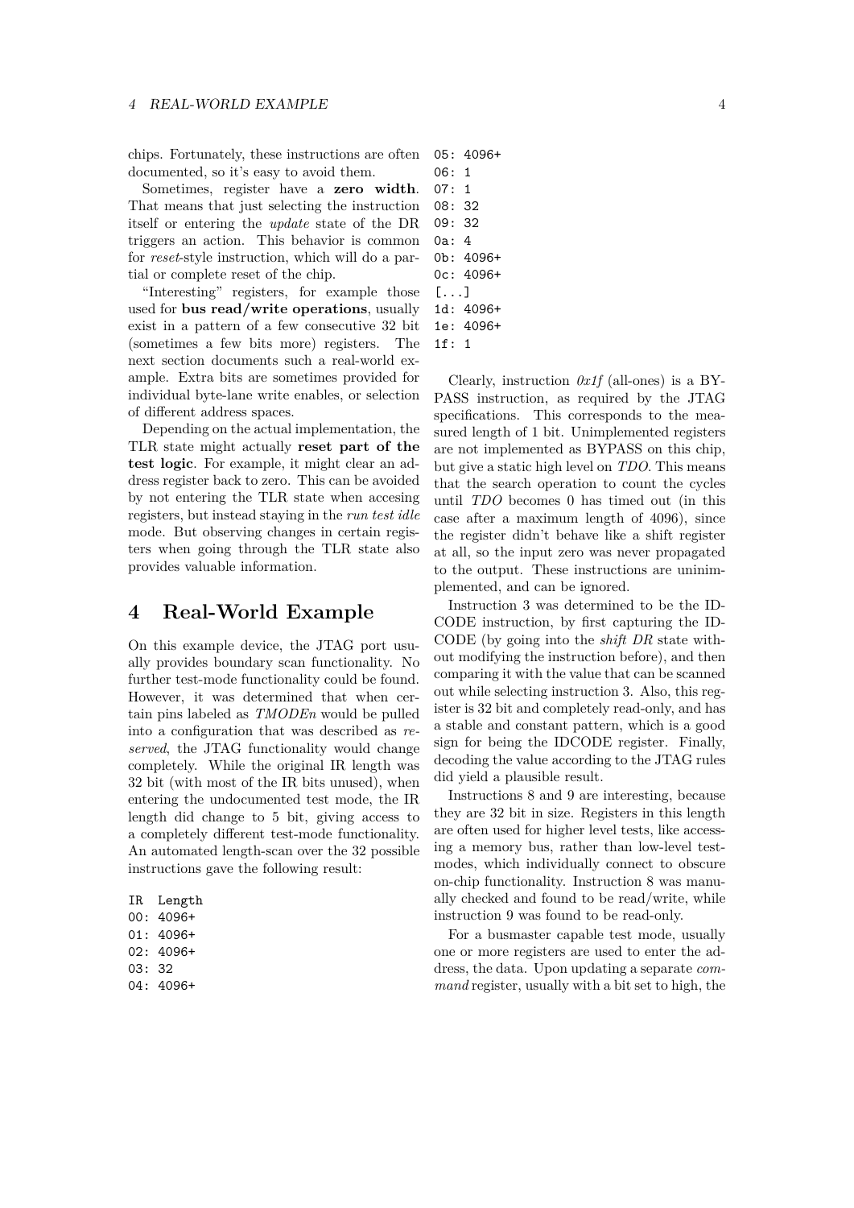chips. Fortunately, these instructions are often documented, so it's easy to avoid them.

Sometimes, register have a **zero width**. That means that just selecting the instruction itself or entering the *update* state of the DR triggers an action. This behavior is common for *reset*-style instruction, which will do a partial or complete reset of the chip.

"Interesting" registers, for example those used for **bus read/write operations**, usually exist in a pattern of a few consecutive 32 bit (sometimes a few bits more) registers. The next section documents such a real-world example. Extra bits are sometimes provided for individual byte-lane write enables, or selection of different address spaces.

Depending on the actual implementation, the TLR state might actually **reset part of the test logic**. For example, it might clear an address register back to zero. This can be avoided by not entering the TLR state when accesing registers, but instead staying in the *run test idle* mode. But observing changes in certain registers when going through the TLR state also provides valuable information.

# 4 Real-World Example

On this example device, the JTAG port usually provides boundary scan functionality. No further test-mode functionality could be found. However, it was determined that when certain pins labeled as *TMODEn* would be pulled into a configuration that was described as *reserved*, the JTAG functionality would change completely. While the original IR length was 32 bit (with most of the IR bits unused), when entering the undocumented test mode, the IR length did change to 5 bit, giving access to a completely different test-mode functionality. An automated length-scan over the 32 possible instructions gave the following result:

```
IR  Length
00: 4096+
01: 4096+
02: 4096+
03: 32
04: 4096+
05: 4096+
06: 1
07: 1
08: 32
09: 32
0a: 4
0b: 4096+
0c: 4096+
[...]
1d: 4096+
1e: 4096+
1f: 1
```

Clearly, instruction *0x1f* (all-ones) is a BYPASS instruction, as required by the JTAG specifications. This corresponds to the measured length of 1 bit. Unimplemented registers are not implemented as BYPASS on this chip, but give a static high level on *TDO*. This means that the search operation to count the cycles until *TDO* becomes 0 has timed out (in this case after a maximum length of 4096), since the register didn't behave like a shift register at all, so the input zero was never propagated to the output. These instructions are unimplemented, and can be ignored.

Instruction 3 was determined to be the IDCODE instruction, by first capturing the IDCODE (by going into the *shift DR* state without modifying the instruction before), and then comparing it with the value that can be scanned out while selecting instruction 3. Also, this register is 32 bit and completely read-only, and has a stable and constant pattern, which is a good sign for being the IDCODE register. Finally, decoding the value according to the JTAG rules did yield a plausible result.

Instructions 8 and 9 are interesting, because they are 32 bit in size. Registers in this length are often used for higher level tests, like accessing a memory bus, rather than low-level testmodes, which individually connect to obscure on-chip functionality. Instruction 8 was manually checked and found to be read/write, while instruction 9 was found to be read-only.

For a busmaster capable test mode, usually one or more registers are used to enter the address, the data. Upon updating a separate *command* register, usually with a bit set to high, the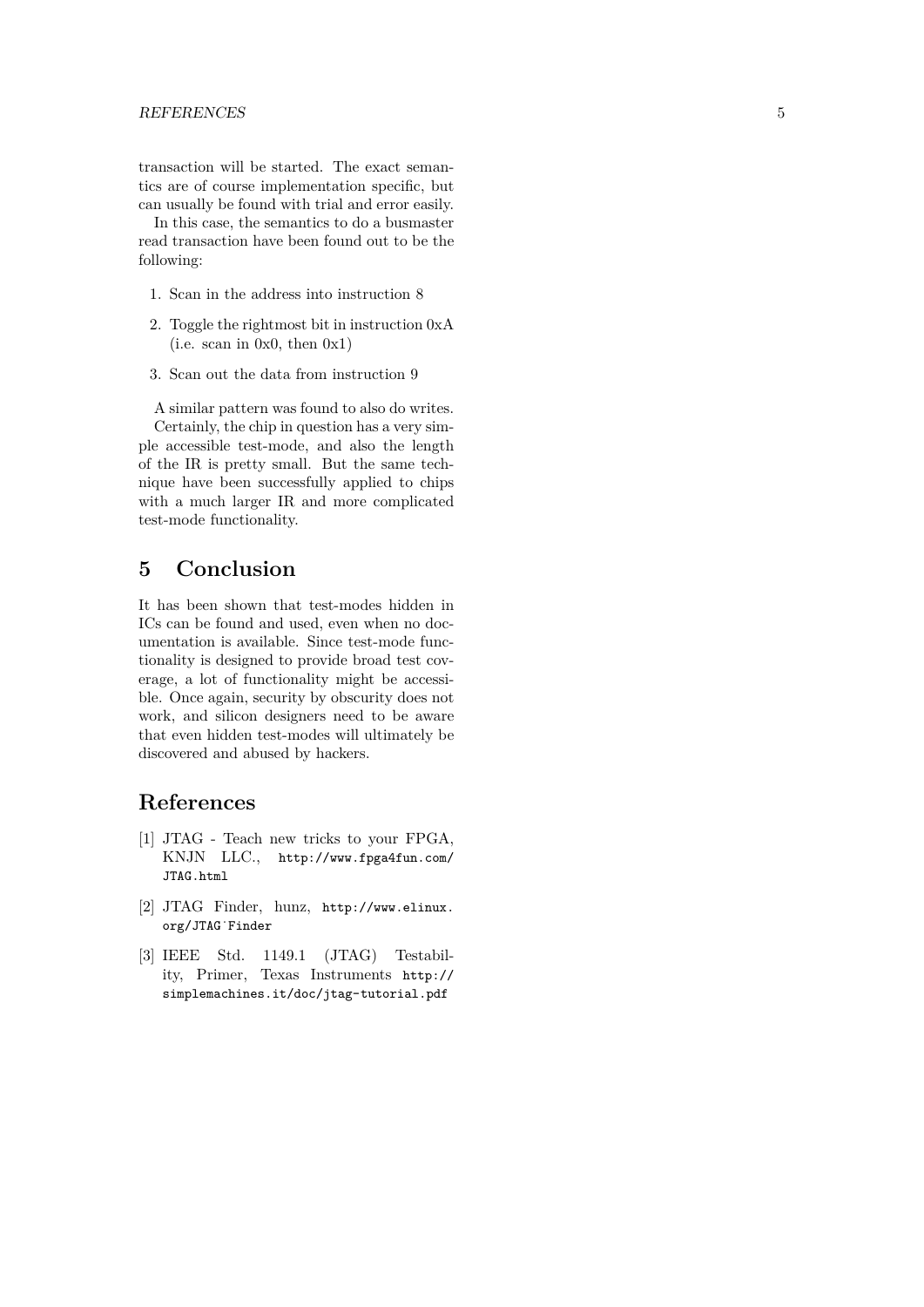transaction will be started. The exact semantics are of course implementation specific, but can usually be found with trial and error easily.

In this case, the semantics to do a busmaster read transaction have been found out to be the following:

1. Scan in the address into instruction 8
2. Toggle the rightmost bit in instruction 0xA (i.e. scan in 0x0, then 0x1)
3. Scan out the data from instruction 9

A similar pattern was found to also do writes.

Certainly, the chip in question has a very simple accessible test-mode, and also the length of the IR is pretty small. But the same technique have been successfully applied to chips with a much larger IR and more complicated test-mode functionality.

## 5 Conclusion

It has been shown that test-modes hidden in ICs can be found and used, even when no documentation is available. Since test-mode functionality is designed to provide broad test coverage, a lot of functionality might be accessible. Once again, security by obscurity does not work, and silicon designers need to be aware that even hidden test-modes will ultimately be discovered and abused by hackers.

## References

[1] JTAG - Teach new tricks to your FPGA, KNJN LLC., `http://www.fpga4fun.com/JTAG.html`

[2] JTAG Finder, hunz, `http://www.elinux.org/JTAG_Finder`

[3] IEEE Std. 1149.1 (JTAG) Testability, Primer, Texas Instruments `http://simplemachines.it/doc/jtag-tutorial.pdf`